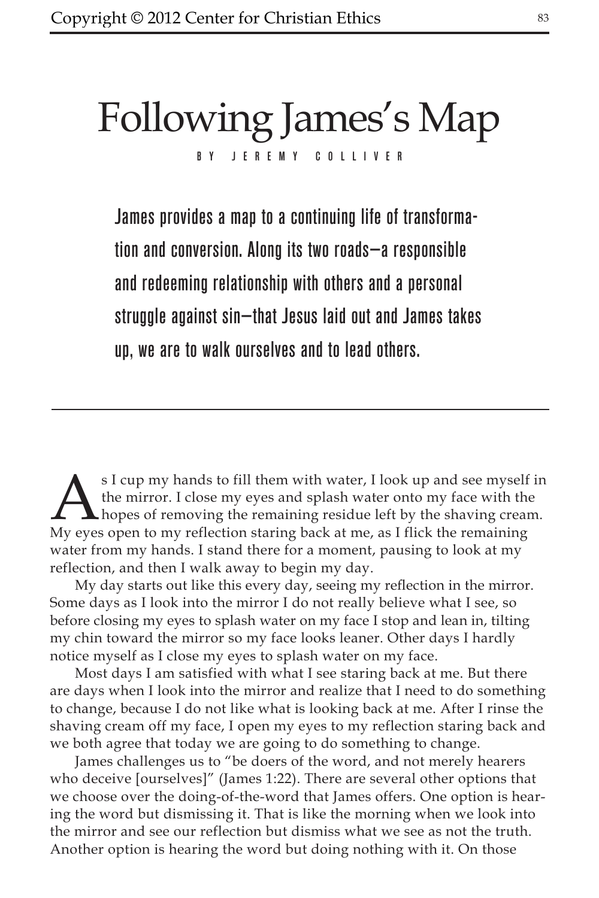# Following James's Map

BY JEREMY COLLIVER

**James provides a map to a continuing life of transformation and conversion. Along its two roads—a responsible and redeeming relationship with others and a personal struggle against sin—that Jesus laid out and James takes up, we are to walk ourselves and to lead others.**

---

As I cup my hands to fill them with water, I look up and see myself in the mirror. I close my eyes and splash water onto my face with the hopes of removing the remaining residue left by the shaving cream. My eyes open to my reflection staring back at me, as I flick the remaining water from my hands. I stand there for a moment, pausing to look at my reflection, and then I walk away to begin my day.

My day starts out like this every day, seeing my reflection in the mirror. Some days as I look into the mirror I do not really believe what I see, so before closing my eyes to splash water on my face I stop and lean in, tilting my chin toward the mirror so my face looks leaner. Other days I hardly notice myself as I close my eyes to splash water on my face.

Most days I am satisfied with what I see staring back at me. But there are days when I look into the mirror and realize that I need to do something to change, because I do not like what is looking back at me. After I rinse the shaving cream off my face, I open my eyes to my reflection staring back and we both agree that today we are going to do something to change.

James challenges us to "be doers of the word, and not merely hearers who deceive [ourselves]" (James 1:22). There are several other options that we choose over the doing-of-the-word that James offers. One option is hearing the word but dismissing it. That is like the morning when we look into the mirror and see our reflection but dismiss what we see as not the truth. Another option is hearing the word but doing nothing with it. On those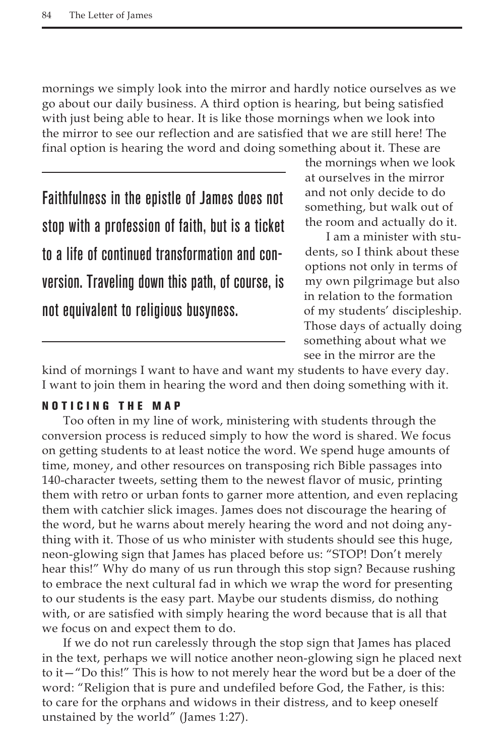mornings we simply look into the mirror and hardly notice ourselves as we go about our daily business. A third option is hearing, but being satisfied with just being able to hear. It is like those mornings when we look into the mirror to see our reflection and are satisfied that we are still here! The final option is hearing the word and doing something about it. These are the mornings when we look at ourselves in the mirror and not only decide to do something, but walk out of the room and actually do it.

> Faithfulness in the epistle of James does not stop with a profession of faith, but is a ticket to a life of continued transformation and conversion. Traveling down this path, of course, is not equivalent to religious busyness.

I am a minister with students, so I think about these options not only in terms of my own pilgrimage but also in relation to the formation of my students' discipleship. Those days of actually doing something about what we see in the mirror are the kind of mornings I want to have and want my students to have every day. I want to join them in hearing the word and then doing something with it.

#### NOTICING THE MAP

Too often in my line of work, ministering with students through the conversion process is reduced simply to how the word is shared. We focus on getting students to at least notice the word. We spend huge amounts of time, money, and other resources on transposing rich Bible passages into 140-character tweets, setting them to the newest flavor of music, printing them with retro or urban fonts to garner more attention, and even replacing them with catchier slick images. James does not discourage the hearing of the word, but he warns about merely hearing the word and not doing anything with it. Those of us who minister with students should see this huge, neon-glowing sign that James has placed before us: "STOP! Don't merely hear this!" Why do many of us run through this stop sign? Because rushing to embrace the next cultural fad in which we wrap the word for presenting to our students is the easy part. Maybe our students dismiss, do nothing with, or are satisfied with simply hearing the word because that is all that we focus on and expect them to do.

If we do not run carelessly through the stop sign that James has placed in the text, perhaps we will notice another neon-glowing sign he placed next to it—"Do this!" This is how to not merely hear the word but be a doer of the word: "Religion that is pure and undefiled before God, the Father, is this: to care for the orphans and widows in their distress, and to keep oneself unstained by the world" (James 1:27).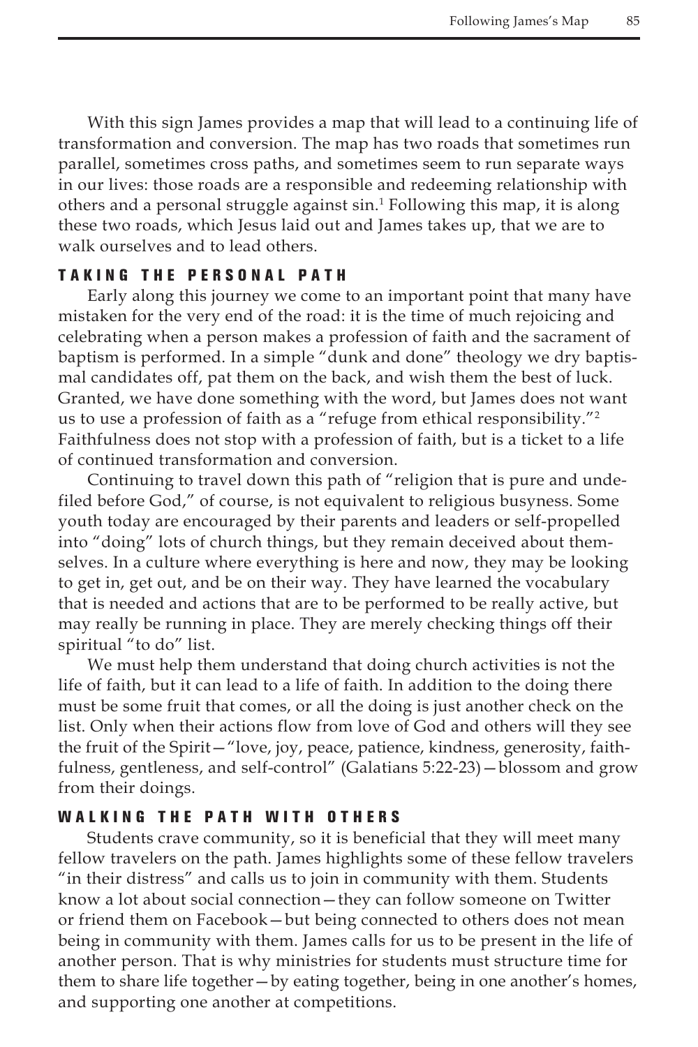With this sign James provides a map that will lead to a continuing life of transformation and conversion. The map has two roads that sometimes run parallel, sometimes cross paths, and sometimes seem to run separate ways in our lives: those roads are a responsible and redeeming relationship with others and a personal struggle against sin.[1] Following this map, it is along these two roads, which Jesus laid out and James takes up, that we are to walk ourselves and to lead others.

## TAKING THE PERSONAL PATH

Early along this journey we come to an important point that many have mistaken for the very end of the road: it is the time of much rejoicing and celebrating when a person makes a profession of faith and the sacrament of baptism is performed. In a simple "dunk and done" theology we dry baptismal candidates off, pat them on the back, and wish them the best of luck. Granted, we have done something with the word, but James does not want us to use a profession of faith as a "refuge from ethical responsibility."[2] Faithfulness does not stop with a profession of faith, but is a ticket to a life of continued transformation and conversion.

Continuing to travel down this path of "religion that is pure and undefiled before God," of course, is not equivalent to religious busyness. Some youth today are encouraged by their parents and leaders or self-propelled into "doing" lots of church things, but they remain deceived about themselves. In a culture where everything is here and now, they may be looking to get in, get out, and be on their way. They have learned the vocabulary that is needed and actions that are to be performed to be really active, but may really be running in place. They are merely checking things off their spiritual "to do" list.

We must help them understand that doing church activities is not the life of faith, but it can lead to a life of faith. In addition to the doing there must be some fruit that comes, or all the doing is just another check on the list. Only when their actions flow from love of God and others will they see the fruit of the Spirit—"love, joy, peace, patience, kindness, generosity, faithfulness, gentleness, and self-control" (Galatians 5:22-23)—blossom and grow from their doings.

## WALKING THE PATH WITH OTHERS

Students crave community, so it is beneficial that they will meet many fellow travelers on the path. James highlights some of these fellow travelers "in their distress" and calls us to join in community with them. Students know a lot about social connection—they can follow someone on Twitter or friend them on Facebook—but being connected to others does not mean being in community with them. James calls for us to be present in the life of another person. That is why ministries for students must structure time for them to share life together—by eating together, being in one another's homes, and supporting one another at competitions.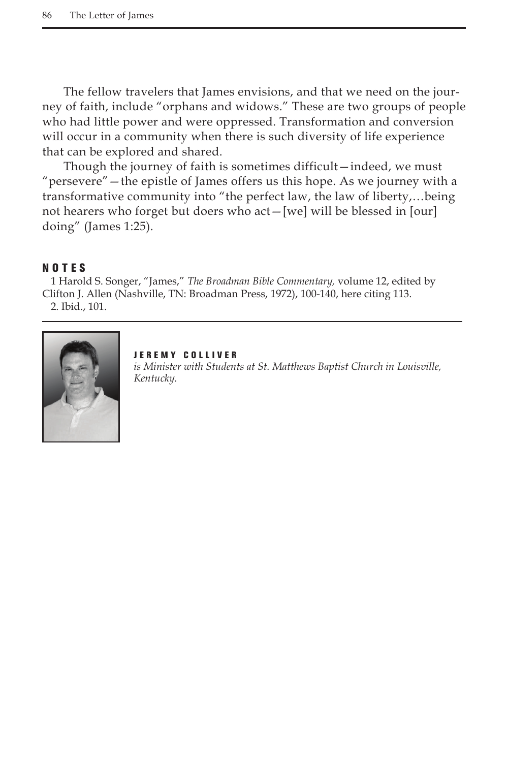The fellow travelers that James envisions, and that we need on the journey of faith, include "orphans and widows." These are two groups of people who had little power and were oppressed. Transformation and conversion will occur in a community when there is such diversity of life experience that can be explored and shared.

Though the journey of faith is sometimes difficult—indeed, we must "persevere"—the epistle of James offers us this hope. As we journey with a transformative community into "the perfect law, the law of liberty,…being not hearers who forget but doers who act—[we] will be blessed in [our] doing" (James 1:25).

## NOTES

1 Harold S. Songer, "James," *The Broadman Bible Commentary,* volume 12, edited by Clifton J. Allen (Nashville, TN: Broadman Press, 1972), 100-140, here citing 113.

2. Ibid., 101.

---

**JEREMY COLLIVER**
*is Minister with Students at St. Matthews Baptist Church in Louisville, Kentucky.*